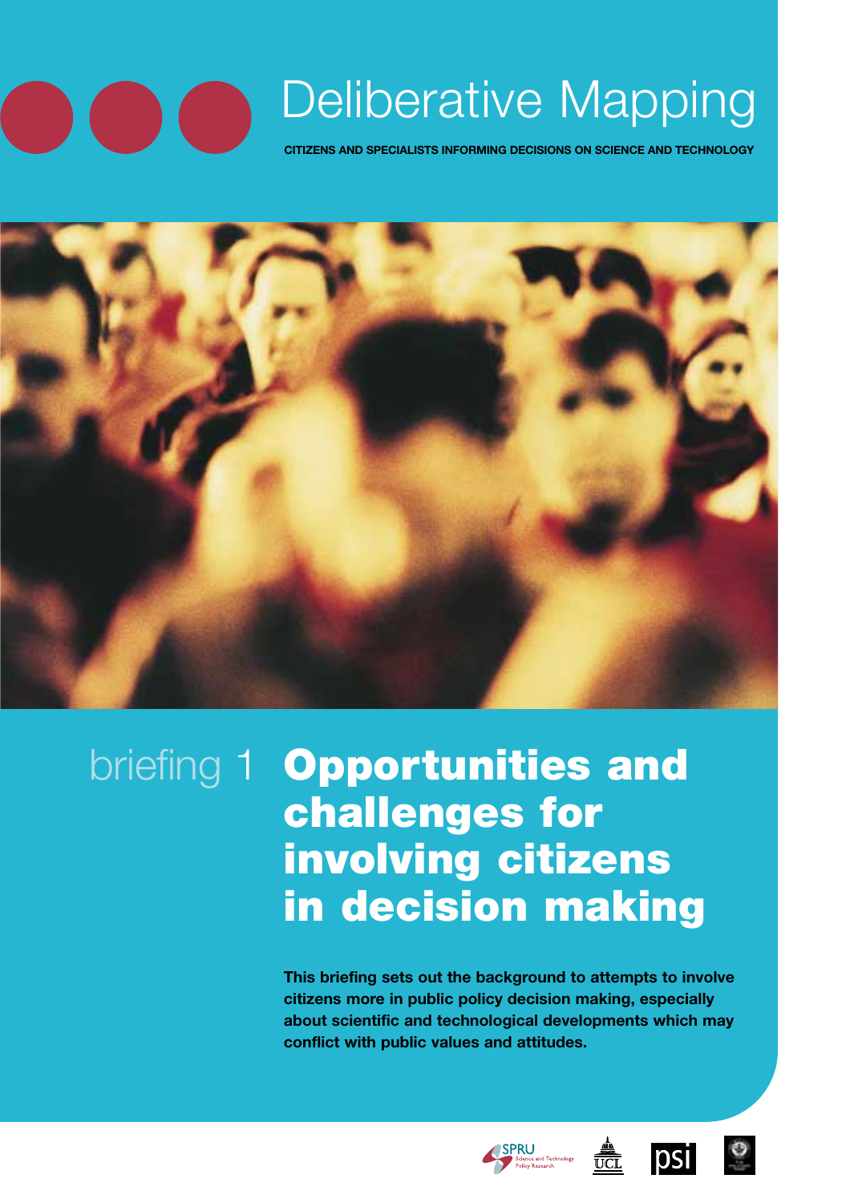# Deliberative Mapping

**CITIZENS AND SPECIALISTS INFORMING DECISIONS ON SCIENCE AND TECHNOLOGY**

briefing 1

## Opportunities and challenges for involving citizens in decision making

**This briefing sets out the background to attempts to involve citizens more in public policy decision making, especially about scientific and technological developments which may conflict with public values and attitudes.**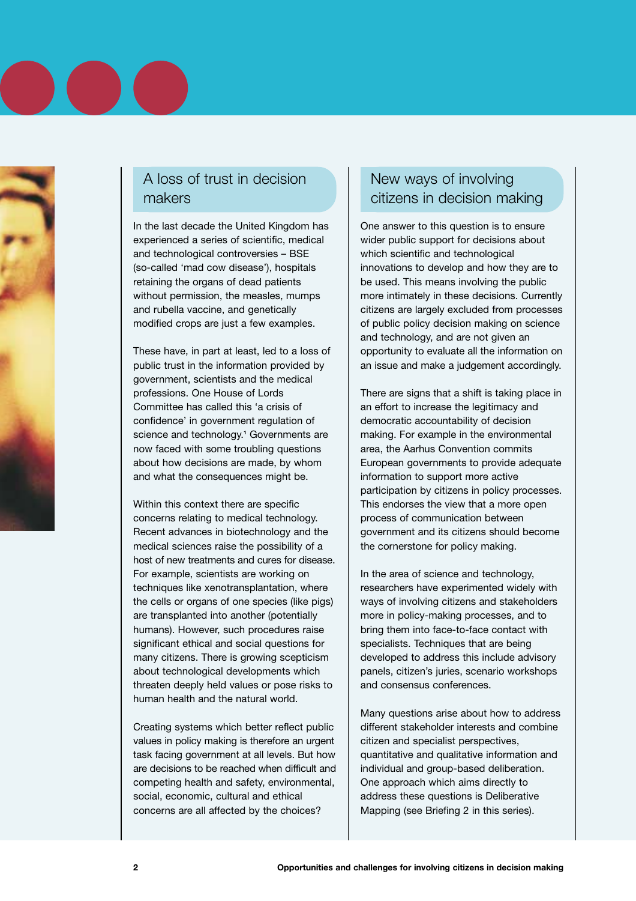## A loss of trust in decision makers

In the last decade the United Kingdom has experienced a series of scientific, medical and technological controversies – BSE (so-called 'mad cow disease'), hospitals retaining the organs of dead patients without permission, the measles, mumps and rubella vaccine, and genetically modified crops are just a few examples.

These have, in part at least, led to a loss of public trust in the information provided by government, scientists and the medical professions. One House of Lords Committee has called this 'a crisis of confidence' in government regulation of science and technology.[1] Governments are now faced with some troubling questions about how decisions are made, by whom and what the consequences might be.

Within this context there are specific concerns relating to medical technology. Recent advances in biotechnology and the medical sciences raise the possibility of a host of new treatments and cures for disease. For example, scientists are working on techniques like xenotransplantation, where the cells or organs of one species (like pigs) are transplanted into another (potentially humans). However, such procedures raise significant ethical and social questions for many citizens. There is growing scepticism about technological developments which threaten deeply held values or pose risks to human health and the natural world.

Creating systems which better reflect public values in policy making is therefore an urgent task facing government at all levels. But how are decisions to be reached when difficult and competing health and safety, environmental, social, economic, cultural and ethical concerns are all affected by the choices?

## New ways of involving citizens in decision making

One answer to this question is to ensure wider public support for decisions about which scientific and technological innovations to develop and how they are to be used. This means involving the public more intimately in these decisions. Currently citizens are largely excluded from processes of public policy decision making on science and technology, and are not given an opportunity to evaluate all the information on an issue and make a judgement accordingly.

There are signs that a shift is taking place in an effort to increase the legitimacy and democratic accountability of decision making. For example in the environmental area, the Aarhus Convention commits European governments to provide adequate information to support more active participation by citizens in policy processes. This endorses the view that a more open process of communication between government and its citizens should become the cornerstone for policy making.

In the area of science and technology, researchers have experimented widely with ways of involving citizens and stakeholders more in policy-making processes, and to bring them into face-to-face contact with specialists. Techniques that are being developed to address this include advisory panels, citizen's juries, scenario workshops and consensus conferences.

Many questions arise about how to address different stakeholder interests and combine citizen and specialist perspectives, quantitative and qualitative information and individual and group-based deliberation. One approach which aims directly to address these questions is Deliberative Mapping (see Briefing 2 in this series).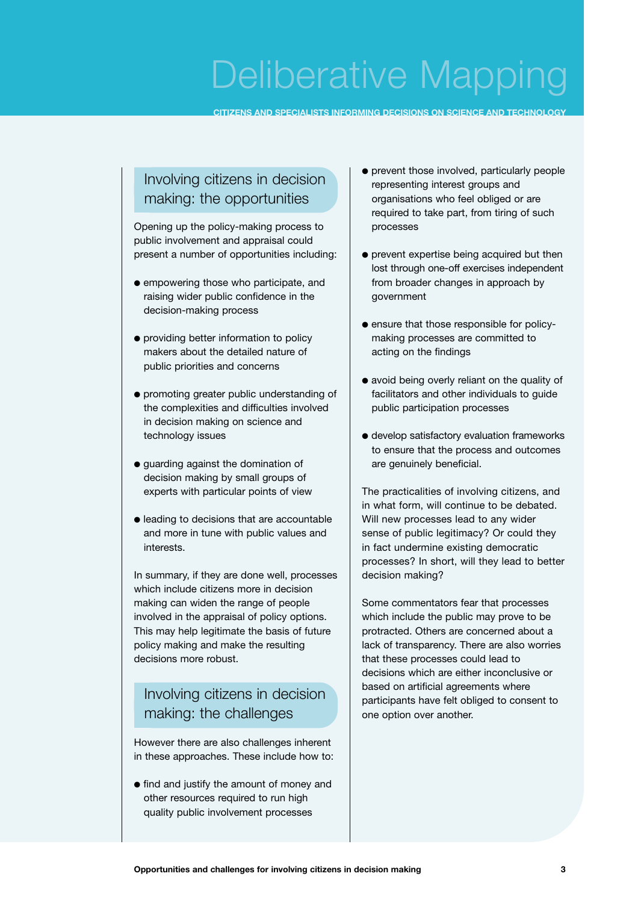## Involving citizens in decision making: the opportunities

Opening up the policy-making process to public involvement and appraisal could present a number of opportunities including:

- empowering those who participate, and raising wider public confidence in the decision-making process
- providing better information to policy makers about the detailed nature of public priorities and concerns
- promoting greater public understanding of the complexities and difficulties involved in decision making on science and technology issues
- guarding against the domination of decision making by small groups of experts with particular points of view
- leading to decisions that are accountable and more in tune with public values and interests.

In summary, if they are done well, processes which include citizens more in decision making can widen the range of people involved in the appraisal of policy options. This may help legitimate the basis of future policy making and make the resulting decisions more robust.

## Involving citizens in decision making: the challenges

However there are also challenges inherent in these approaches. These include how to:

- find and justify the amount of money and other resources required to run high quality public involvement processes
- prevent those involved, particularly people representing interest groups and organisations who feel obliged or are required to take part, from tiring of such processes
- prevent expertise being acquired but then lost through one-off exercises independent from broader changes in approach by government
- ensure that those responsible for policy-making processes are committed to acting on the findings
- avoid being overly reliant on the quality of facilitators and other individuals to guide public participation processes
- develop satisfactory evaluation frameworks to ensure that the process and outcomes are genuinely beneficial.

The practicalities of involving citizens, and in what form, will continue to be debated. Will new processes lead to any wider sense of public legitimacy? Or could they in fact undermine existing democratic processes? In short, will they lead to better decision making?

Some commentators fear that processes which include the public may prove to be protracted. Others are concerned about a lack of transparency. There are also worries that these processes could lead to decisions which are either inconclusive or based on artificial agreements where participants have felt obliged to consent to one option over another.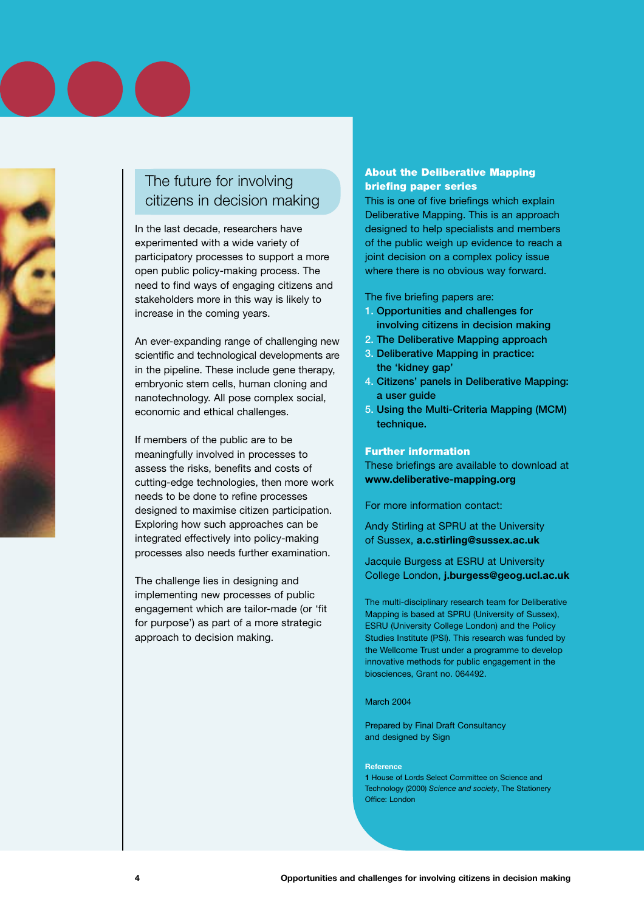## The future for involving citizens in decision making

In the last decade, researchers have experimented with a wide variety of participatory processes to support a more open public policy-making process. The need to find ways of engaging citizens and stakeholders more in this way is likely to increase in the coming years.

An ever-expanding range of challenging new scientific and technological developments are in the pipeline. These include gene therapy, embryonic stem cells, human cloning and nanotechnology. All pose complex social, economic and ethical challenges.

If members of the public are to be meaningfully involved in processes to assess the risks, benefits and costs of cutting-edge technologies, then more work needs to be done to refine processes designed to maximise citizen participation. Exploring how such approaches can be integrated effectively into policy-making processes also needs further examination.

The challenge lies in designing and implementing new processes of public engagement which are tailor-made (or 'fit for purpose') as part of a more strategic approach to decision making.

### About the Deliberative Mapping briefing paper series

This is one of five briefings which explain Deliberative Mapping. This is an approach designed to help specialists and members of the public weigh up evidence to reach a joint decision on a complex policy issue where there is no obvious way forward.

The five briefing papers are:

1. **Opportunities and challenges for involving citizens in decision making**
2. **The Deliberative Mapping approach**
3. **Deliberative Mapping in practice: the 'kidney gap'**
4. **Citizens' panels in Deliberative Mapping: a user guide**
5. **Using the Multi-Criteria Mapping (MCM) technique.**

### Further information

These briefings are available to download at **www.deliberative-mapping.org**

For more information contact:

Andy Stirling at SPRU at the University of Sussex, **a.c.stirling@sussex.ac.uk**

Jacquie Burgess at ESRU at University College London, **j.burgess@geog.ucl.ac.uk**

The multi-disciplinary research team for Deliberative Mapping is based at SPRU (University of Sussex), ESRU (University College London) and the Policy Studies Institute (PSI). This research was funded by the Wellcome Trust under a programme to develop innovative methods for public engagement in the biosciences, Grant no. 064492.

March 2004

Prepared by Final Draft Consultancy and designed by Sign

**Reference**

**1** House of Lords Select Committee on Science and Technology (2000) *Science and society*, The Stationery Office: London